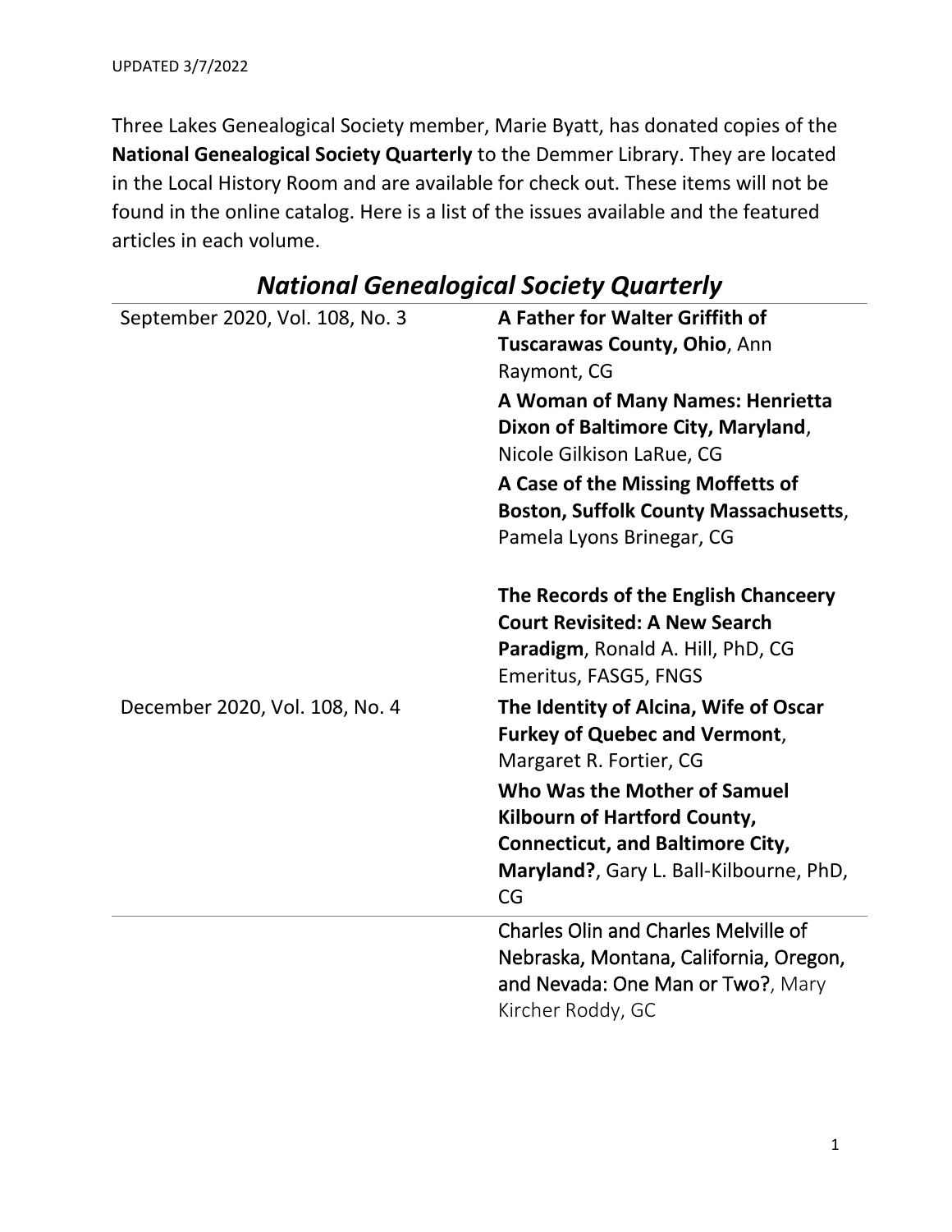UPDATED 3/7/2022

Three Lakes Genealogical Society member, Marie Byatt, has donated copies of the **National Genealogical Society Quarterly** to the Demmer Library. They are located in the Local History Room and are available for check out. These items will not be found in the online catalog. Here is a list of the issues available and the featured articles in each volume.

## *National Genealogical Society Quarterly*

| Issue | Featured Articles |
|---|---|
| September 2020, Vol. 108, No. 3 | **A Father for Walter Griffith of Tuscarawas County, Ohio**, Ann Raymont, CG<br>**A Woman of Many Names: Henrietta Dixon of Baltimore City, Maryland**, Nicole Gilkison LaRue, CG<br>**A Case of the Missing Moffetts of Boston, Suffolk County Massachusetts**, Pamela Lyons Brinegar, CG<br><br>**The Records of the English Chanceery Court Revisited: A New Search Paradigm**, Ronald A. Hill, PhD, CG Emeritus, FASG5, FNGS |
| December 2020, Vol. 108, No. 4 | **The Identity of Alcina, Wife of Oscar Furkey of Quebec and Vermont**, Margaret R. Fortier, CG<br>**Who Was the Mother of Samuel Kilbourn of Hartford County, Connecticut, and Baltimore City, Maryland?**, Gary L. Ball-Kilbourne, PhD, CG |
| | Charles Olin and Charles Melville of Nebraska, Montana, California, Oregon, and Nevada: One Man or Two?, Mary Kircher Roddy, GC |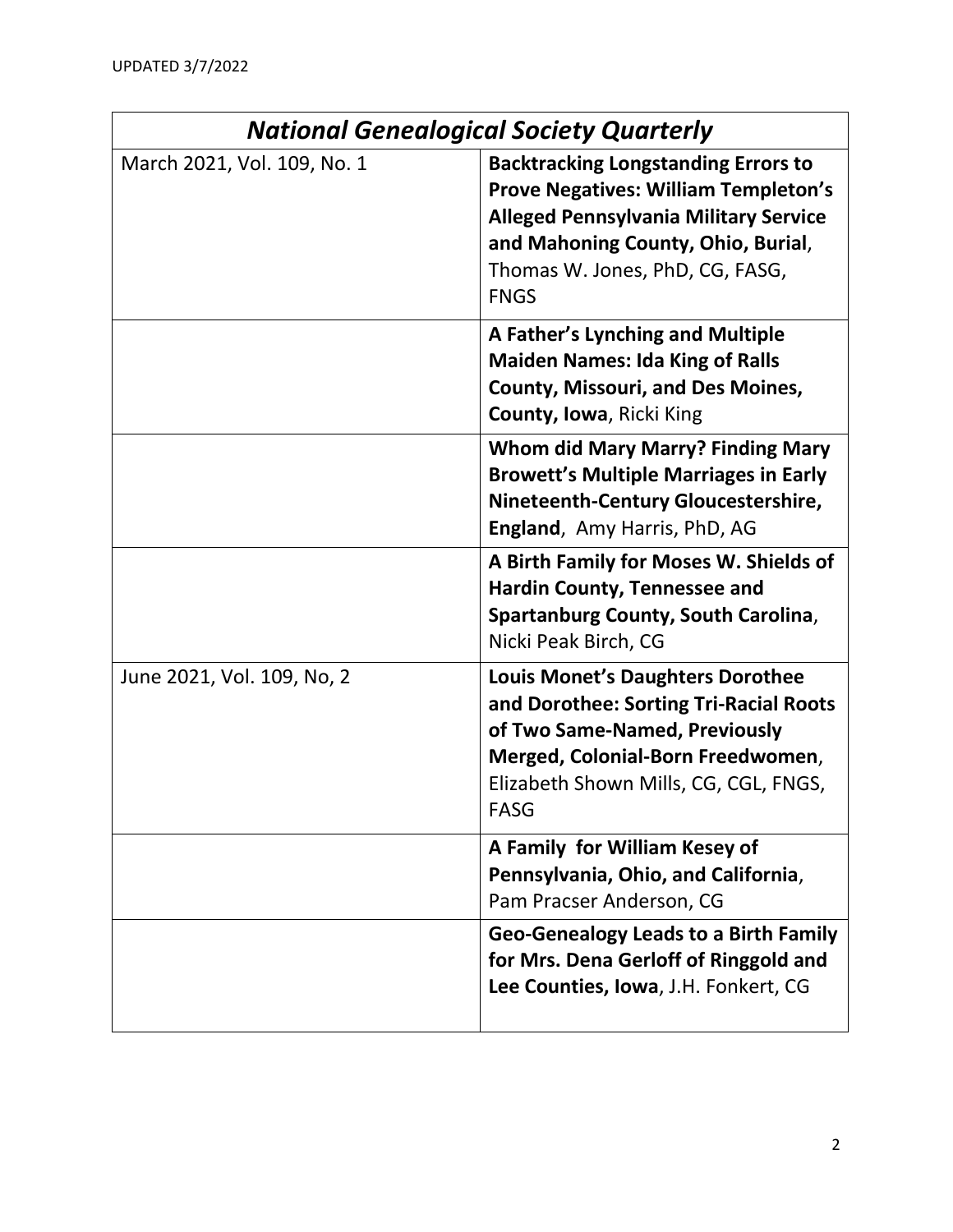UPDATED 3/7/2022

| *National Genealogical Society Quarterly* | |
|---|---|
| March 2021, Vol. 109, No. 1 | **Backtracking Longstanding Errors to Prove Negatives: William Templeton's Alleged Pennsylvania Military Service and Mahoning County, Ohio, Burial**, Thomas W. Jones, PhD, CG, FASG, FNGS |
| | **A Father's Lynching and Multiple Maiden Names: Ida King of Ralls County, Missouri, and Des Moines, County, Iowa**, Ricki King |
| | **Whom did Mary Marry? Finding Mary Browett's Multiple Marriages in Early Nineteenth-Century Gloucestershire, England**, Amy Harris, PhD, AG |
| | **A Birth Family for Moses W. Shields of Hardin County, Tennessee and Spartanburg County, South Carolina**, Nicki Peak Birch, CG |
| June 2021, Vol. 109, No, 2 | **Louis Monet's Daughters Dorothee and Dorothee: Sorting Tri-Racial Roots of Two Same-Named, Previously Merged, Colonial-Born Freedwomen**, Elizabeth Shown Mills, CG, CGL, FNGS, FASG |
| | **A Family for William Kesey of Pennsylvania, Ohio, and California**, Pam Pracser Anderson, CG |
| | **Geo-Genealogy Leads to a Birth Family for Mrs. Dena Gerloff of Ringgold and Lee Counties, Iowa**, J.H. Fonkert, CG |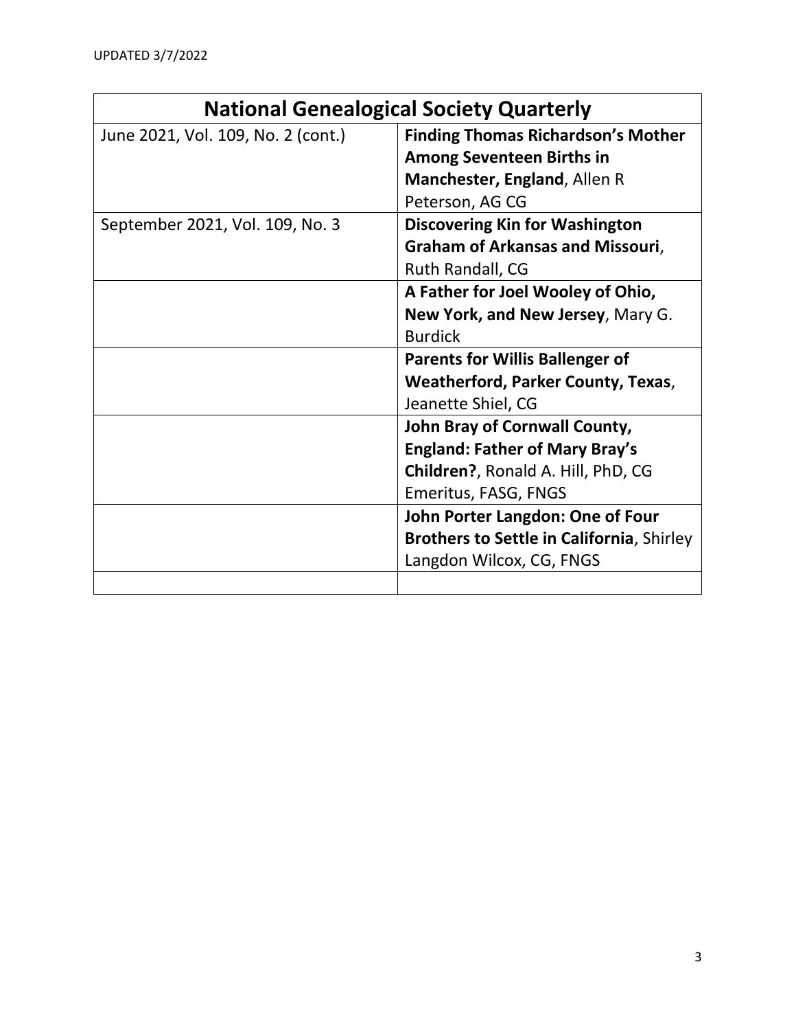| National Genealogical Society Quarterly | |
|---|---|
| June 2021, Vol. 109, No. 2 (cont.) | **Finding Thomas Richardson's Mother Among Seventeen Births in Manchester, England**, Allen R Peterson, AG CG |
| September 2021, Vol. 109, No. 3 | **Discovering Kin for Washington Graham of Arkansas and Missouri**, Ruth Randall, CG |
| | **A Father for Joel Wooley of Ohio, New York, and New Jersey**, Mary G. Burdick |
| | **Parents for Willis Ballenger of Weatherford, Parker County, Texas**, Jeanette Shiel, CG |
| | **John Bray of Cornwall County, England: Father of Mary Bray's Children?**, Ronald A. Hill, PhD, CG Emeritus, FASG, FNGS |
| | **John Porter Langdon: One of Four Brothers to Settle in California**, Shirley Langdon Wilcox, CG, FNGS |
| | |